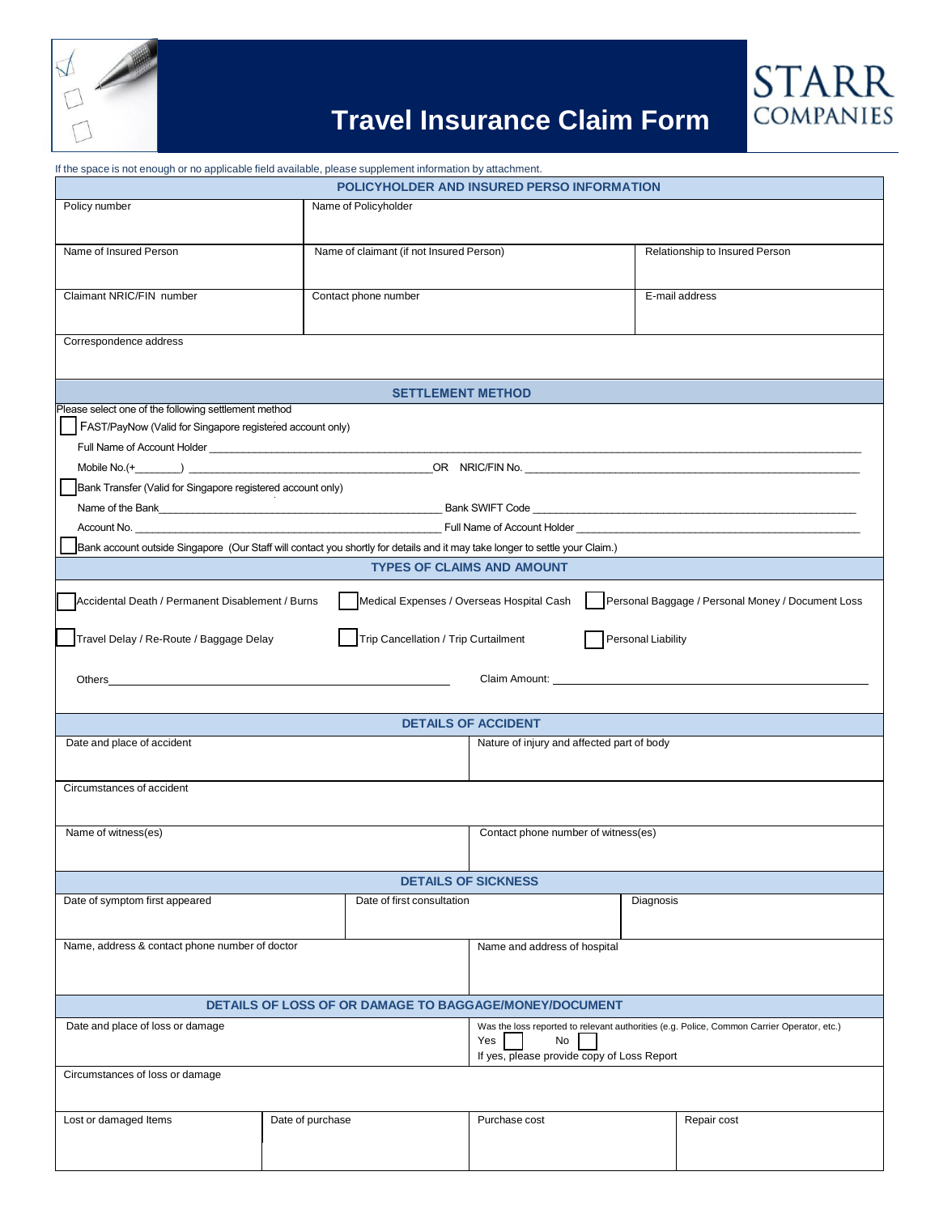# Travel Insurance Claim Form

STARR COMPANIES

If the space is not enough or no applicable field available, please supplement information by attachment.

## POLICYHOLDER AND INSURED PERSO INFORMATION

| Policy number | Name of Policyholder | |
|---|---|---|
| Name of Insured Person | Name of claimant (if not Insured Person) | Relationship to Insured Person |
| Claimant NRIC/FIN number | Contact phone number | E-mail address |
| Correspondence address | | |

## SETTLEMENT METHOD

Please select one of the following settlement method

☐ FAST/PayNow (Valid for Singapore registered account only)

Full Name of Account Holder ______________________________

Mobile No.(+_______) ______________________________ OR NRIC/FIN No. ______________________________

☐ Bank Transfer (Valid for Singapore registered account only)

Name of the Bank ______________________________ Bank SWIFT Code ______________________________

Account No. ______________________________ Full Name of Account Holder ______________________________

☐ Bank account outside Singapore (Our Staff will contact you shortly for details and it may take longer to settle your Claim.)

## TYPES OF CLAIMS AND AMOUNT

☐ Accidental Death / Permanent Disablement / Burns ☐ Medical Expenses / Overseas Hospital Cash ☐ Personal Baggage / Personal Money / Document Loss

☐ Travel Delay / Re-Route / Baggage Delay ☐ Trip Cancellation / Trip Curtailment ☐ Personal Liability

Others ______________________________ Claim Amount: ______________________________

## DETAILS OF ACCIDENT

| Date and place of accident | Nature of injury and affected part of body |
|---|---|
| Circumstances of accident | |
| Name of witness(es) | Contact phone number of witness(es) |

## DETAILS OF SICKNESS

| Date of symptom first appeared | Date of first consultation | Diagnosis |
|---|---|---|
| Name, address & contact phone number of doctor | Name and address of hospital | |

## DETAILS OF LOSS OF OR DAMAGE TO BAGGAGE/MONEY/DOCUMENT

| Date and place of loss or damage | Was the loss reported to relevant authorities (e.g. Police, Common Carrier Operator, etc.) Yes ☐ No ☐ If yes, please provide copy of Loss Report |
|---|---|
| Circumstances of loss or damage | |

| Lost or damaged Items | Date of purchase | Purchase cost | Repair cost |
|---|---|---|---|
| | | | |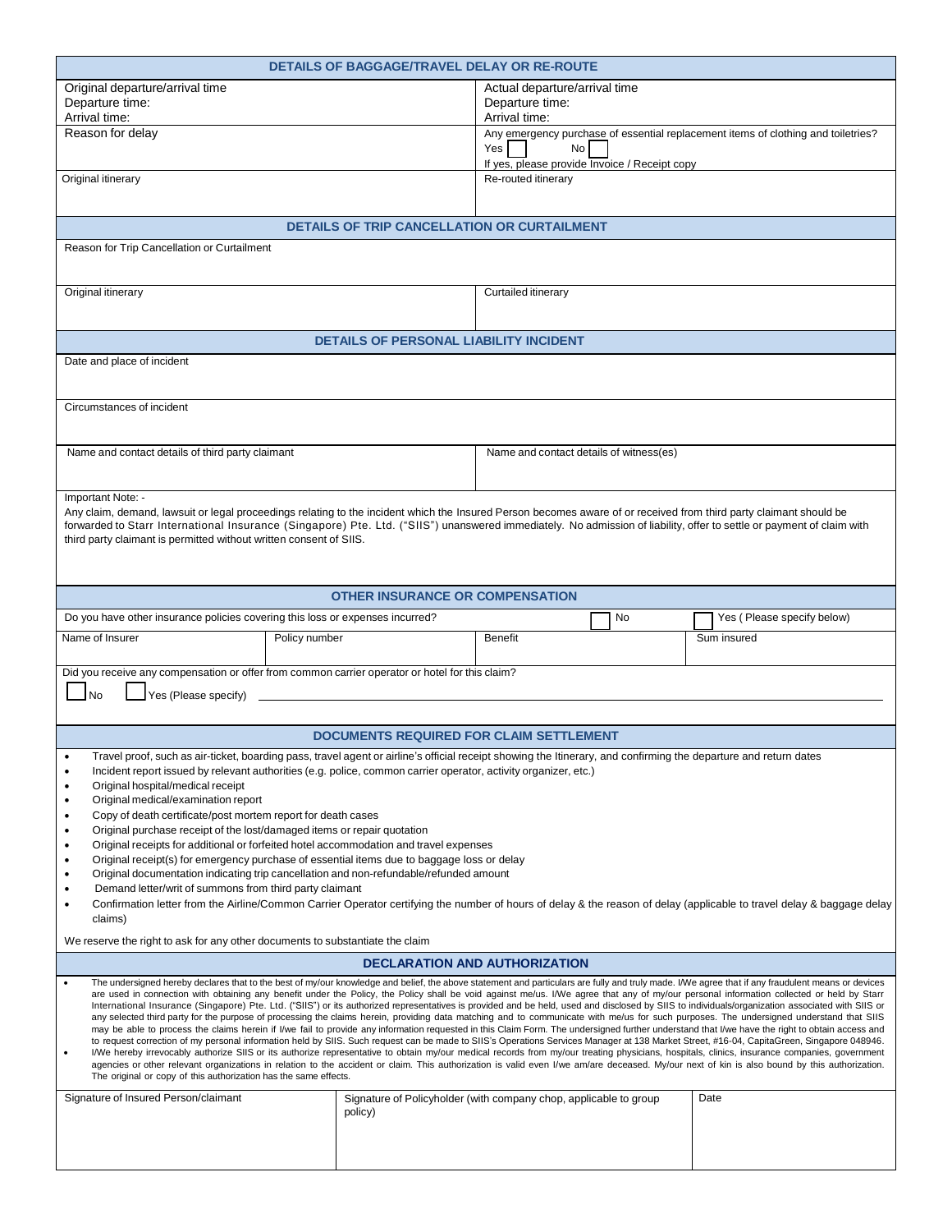## DETAILS OF BAGGAGE/TRAVEL DELAY OR RE-ROUTE

| Original departure/arrival time<br>Departure time:<br>Arrival time: | Actual departure/arrival time<br>Departure time:<br>Arrival time: |
|---|---|
| Reason for delay | Any emergency purchase of essential replacement items of clothing and toiletries?<br>Yes ☐ No ☐<br>If yes, please provide Invoice / Receipt copy |
| Original itinerary | Re-routed itinerary |

## DETAILS OF TRIP CANCELLATION OR CURTAILMENT

| Reason for Trip Cancellation or Curtailment | |
|---|---|
| Original itinerary | Curtailed itinerary |

## DETAILS OF PERSONAL LIABILITY INCIDENT

| Date and place of incident | |
|---|---|
| Circumstances of incident | |
| Name and contact details of third party claimant | Name and contact details of witness(es) |

Important Note: -
Any claim, demand, lawsuit or legal proceedings relating to the incident which the Insured Person becomes aware of or received from third party claimant should be forwarded to Starr International Insurance (Singapore) Pte. Ltd. ("SIIS") unanswered immediately. No admission of liability, offer to settle or payment of claim with third party claimant is permitted without written consent of SIIS.

## OTHER INSURANCE OR COMPENSATION

Do you have other insurance policies covering this loss or expenses incurred? ☐ No ☐ Yes ( Please specify below)

| Name of Insurer | Policy number | Benefit | Sum insured |
|---|---|---|---|
| | | | |

Did you receive any compensation or offer from common carrier operator or hotel for this claim?

☐ No ☐ Yes (Please specify) ____________________

## DOCUMENTS REQUIRED FOR CLAIM SETTLEMENT

- Travel proof, such as air-ticket, boarding pass, travel agent or airline's official receipt showing the Itinerary, and confirming the departure and return dates
- Incident report issued by relevant authorities (e.g. police, common carrier operator, activity organizer, etc.)
- Original hospital/medical receipt
- Original medical/examination report
- Copy of death certificate/post mortem report for death cases
- Original purchase receipt of the lost/damaged items or repair quotation
- Original receipts for additional or forfeited hotel accommodation and travel expenses
- Original receipt(s) for emergency purchase of essential items due to baggage loss or delay
- Original documentation indicating trip cancellation and non-refundable/refunded amount
- Demand letter/writ of summons from third party claimant
- Confirmation letter from the Airline/Common Carrier Operator certifying the number of hours of delay & the reason of delay (applicable to travel delay & baggage delay claims)

We reserve the right to ask for any other documents to substantiate the claim

## DECLARATION AND AUTHORIZATION

- The undersigned hereby declares that to the best of my/our knowledge and belief, the above statement and particulars are fully and truly made. I/We agree that if any fraudulent means or devices are used in connection with obtaining any benefit under the Policy, the Policy shall be void against me/us. I/We agree that any of my/our personal information collected or held by Starr International Insurance (Singapore) Pte. Ltd. ("SIIS") or its authorized representatives is provided and be held, used and disclosed by SIIS to individuals/organization associated with SIIS or any selected third party for the purpose of processing the claims herein, providing data matching and to communicate with me/us for such purposes. The undersigned understand that SIIS may be able to process the claims herein if I/we fail to provide any information requested in this Claim Form. The undersigned further understand that I/we have the right to obtain access and to request correction of my personal information held by SIIS. Such request can be made to SIIS's Operations Services Manager at 138 Market Street, #16-04, CapitaGreen, Singapore 048946.
- I/We hereby irrevocably authorize SIIS or its authorize representative to obtain my/our medical records from my/our treating physicians, hospitals, clinics, insurance companies, government agencies or other relevant organizations in relation to the accident or claim. This authorization is valid even I/we am/are deceased. My/our next of kin is also bound by this authorization. The original or copy of this authorization has the same effects.

| Signature of Insured Person/claimant | Signature of Policyholder (with company chop, applicable to group policy) | Date |
|---|---|---|
| | | |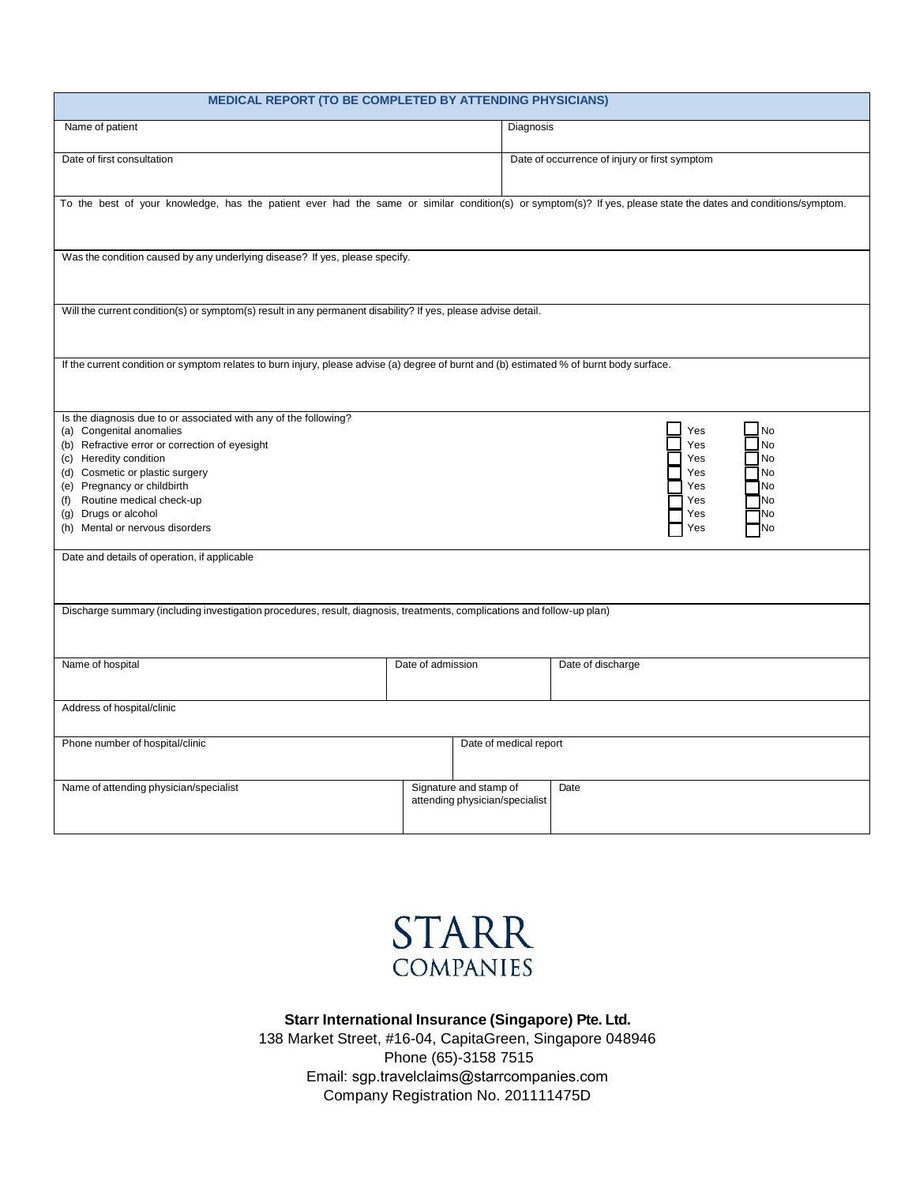## MEDICAL REPORT (TO BE COMPLETED BY ATTENDING PHYSICIANS)

| Name of patient | Diagnosis |
|---|---|
| Date of first consultation | Date of occurrence of injury or first symptom |

To the best of your knowledge, has the patient ever had the same or similar condition(s) or symptom(s)? If yes, please state the dates and conditions/symptom.

Was the condition caused by any underlying disease? If yes, please specify.

Will the current condition(s) or symptom(s) result in any permanent disability? If yes, please advise detail.

If the current condition or symptom relates to burn injury, please advise (a) degree of burnt and (b) estimated % of burnt body surface.

Is the diagnosis due to or associated with any of the following?

| | | |
|---|---|---|
| (a) Congenital anomalies | ☐ Yes | ☐ No |
| (b) Refractive error or correction of eyesight | ☐ Yes | ☐ No |
| (c) Heredity condition | ☐ Yes | ☐ No |
| (d) Cosmetic or plastic surgery | ☐ Yes | ☐ No |
| (e) Pregnancy or childbirth | ☐ Yes | ☐ No |
| (f) Routine medical check-up | ☐ Yes | ☐ No |
| (g) Drugs or alcohol | ☐ Yes | ☐ No |
| (h) Mental or nervous disorders | ☐ Yes | ☐ No |

Date and details of operation, if applicable

Discharge summary (including investigation procedures, result, diagnosis, treatments, complications and follow-up plan)

| Name of hospital | Date of admission | Date of discharge |
|---|---|---|

Address of hospital/clinic

| Phone number of hospital/clinic | Date of medical report |
|---|---|

| Name of attending physician/specialist | Signature and stamp of attending physician/specialist | Date |
|---|---|---|

STARR COMPANIES

**Starr International Insurance (Singapore) Pte. Ltd.**
138 Market Street, #16-04, CapitaGreen, Singapore 048946
Phone (65)-3158 7515
Email: sgp.travelclaims@starrcompanies.com
Company Registration No. 201111475D